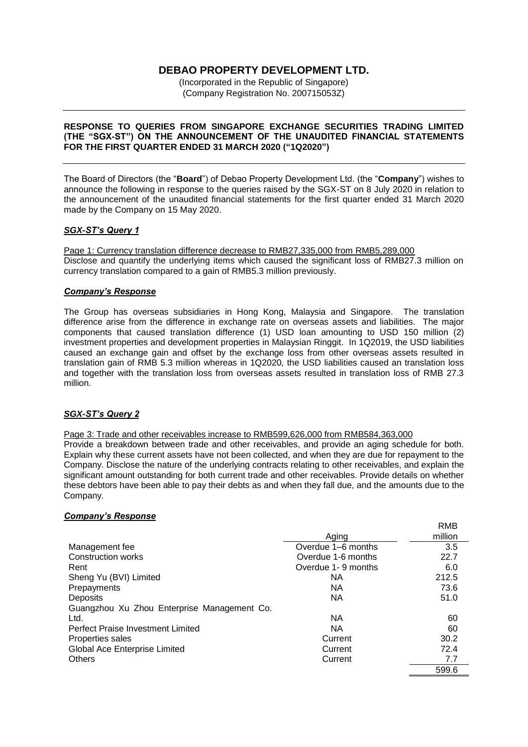# DEBAO PROPERTY DEVELOPMENT LTD.

(Incorporated in the Republic of Singapore)
(Company Registration No. 200715053Z)

**RESPONSE TO QUERIES FROM SINGAPORE EXCHANGE SECURITIES TRADING LIMITED (THE "SGX-ST") ON THE ANNOUNCEMENT OF THE UNAUDITED FINANCIAL STATEMENTS FOR THE FIRST QUARTER ENDED 31 MARCH 2020 ("1Q2020")**

The Board of Directors (the "**Board**") of Debao Property Development Ltd. (the "**Company**") wishes to announce the following in response to the queries raised by the SGX-ST on 8 July 2020 in relation to the announcement of the unaudited financial statements for the first quarter ended 31 March 2020 made by the Company on 15 May 2020.

### ***SGX-ST's Query 1***

Page 1: Currency translation difference decrease to RMB27,335,000 from RMB5,289,000

Disclose and quantify the underlying items which caused the significant loss of RMB27.3 million on currency translation compared to a gain of RMB5.3 million previously.

### ***Company's Response***

The Group has overseas subsidiaries in Hong Kong, Malaysia and Singapore. The translation difference arise from the difference in exchange rate on overseas assets and liabilities. The major components that caused translation difference (1) USD loan amounting to USD 150 million (2) investment properties and development properties in Malaysian Ringgit. In 1Q2019, the USD liabilities caused an exchange gain and offset by the exchange loss from other overseas assets resulted in translation gain of RMB 5.3 million whereas in 1Q2020, the USD liabilities caused an translation loss and together with the translation loss from overseas assets resulted in translation loss of RMB 27.3 million.

### ***SGX-ST's Query 2***

Page 3: Trade and other receivables increase to RMB599,626,000 from RMB584,363,000

Provide a breakdown between trade and other receivables, and provide an aging schedule for both. Explain why these current assets have not been collected, and when they are due for repayment to the Company. Disclose the nature of the underlying contracts relating to other receivables, and explain the significant amount outstanding for both current trade and other receivables. Provide details on whether these debtors have been able to pay their debts as and when they fall due, and the amounts due to the Company.

### ***Company's Response***

| | Aging | RMB million |
|---|---|---|
| Management fee | Overdue 1–6 months | 3.5 |
| Construction works | Overdue 1-6 months | 22.7 |
| Rent | Overdue 1- 9 months | 6.0 |
| Sheng Yu (BVI) Limited | NA | 212.5 |
| Prepayments | NA | 73.6 |
| Deposits | NA | 51.0 |
| Guangzhou Xu Zhou Enterprise Management Co. Ltd. | NA | 60 |
| Perfect Praise Investment Limited | NA | 60 |
| Properties sales | Current | 30.2 |
| Global Ace Enterprise Limited | Current | 72.4 |
| Others | Current | 7.7 |
| | | 599.6 |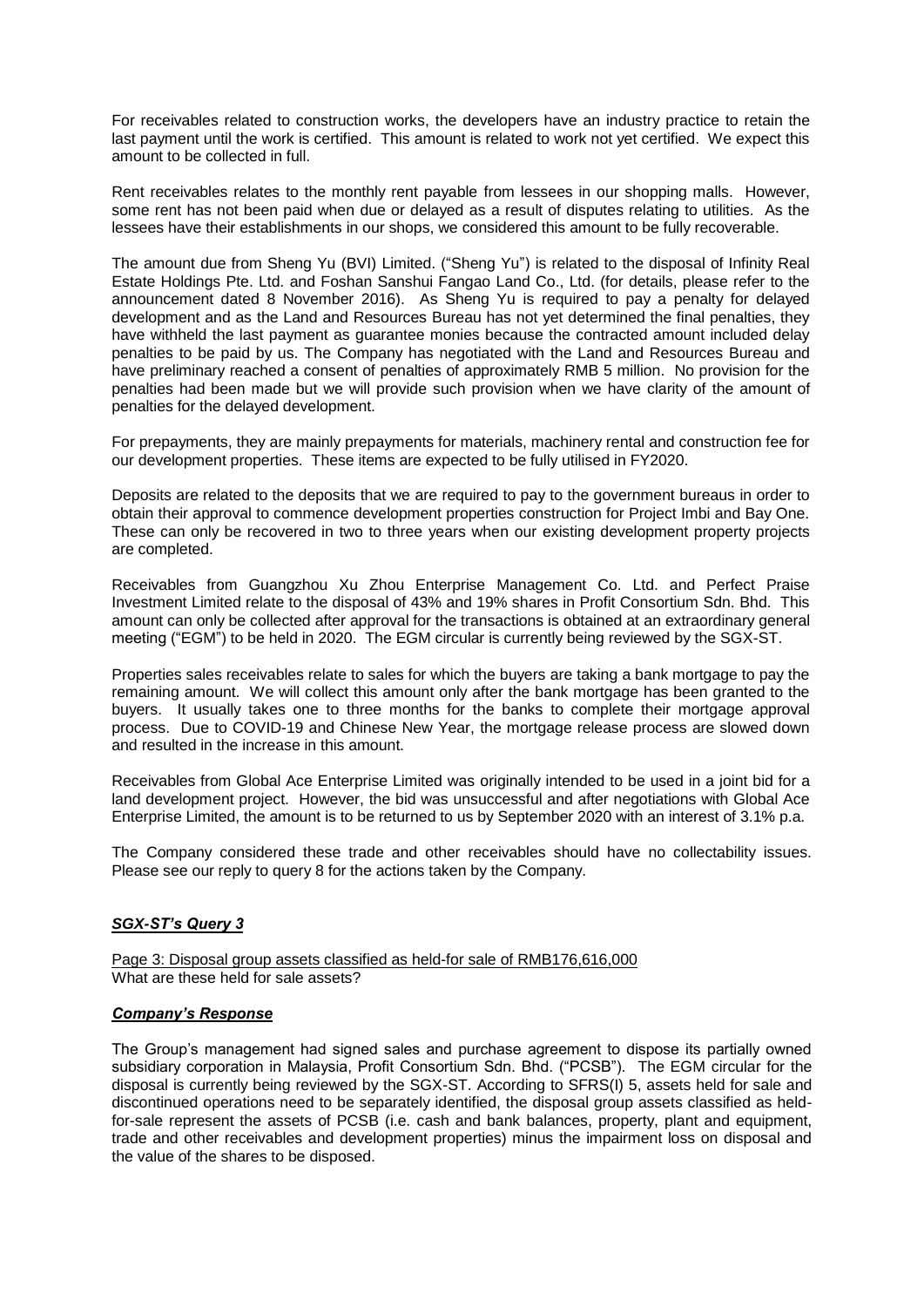For receivables related to construction works, the developers have an industry practice to retain the last payment until the work is certified. This amount is related to work not yet certified. We expect this amount to be collected in full.

Rent receivables relates to the monthly rent payable from lessees in our shopping malls. However, some rent has not been paid when due or delayed as a result of disputes relating to utilities. As the lessees have their establishments in our shops, we considered this amount to be fully recoverable.

The amount due from Sheng Yu (BVI) Limited. ("Sheng Yu") is related to the disposal of Infinity Real Estate Holdings Pte. Ltd. and Foshan Sanshui Fangao Land Co., Ltd. (for details, please refer to the announcement dated 8 November 2016). As Sheng Yu is required to pay a penalty for delayed development and as the Land and Resources Bureau has not yet determined the final penalties, they have withheld the last payment as guarantee monies because the contracted amount included delay penalties to be paid by us. The Company has negotiated with the Land and Resources Bureau and have preliminary reached a consent of penalties of approximately RMB 5 million. No provision for the penalties had been made but we will provide such provision when we have clarity of the amount of penalties for the delayed development.

For prepayments, they are mainly prepayments for materials, machinery rental and construction fee for our development properties. These items are expected to be fully utilised in FY2020.

Deposits are related to the deposits that we are required to pay to the government bureaus in order to obtain their approval to commence development properties construction for Project Imbi and Bay One. These can only be recovered in two to three years when our existing development property projects are completed.

Receivables from Guangzhou Xu Zhou Enterprise Management Co. Ltd. and Perfect Praise Investment Limited relate to the disposal of 43% and 19% shares in Profit Consortium Sdn. Bhd. This amount can only be collected after approval for the transactions is obtained at an extraordinary general meeting ("EGM") to be held in 2020. The EGM circular is currently being reviewed by the SGX-ST.

Properties sales receivables relate to sales for which the buyers are taking a bank mortgage to pay the remaining amount. We will collect this amount only after the bank mortgage has been granted to the buyers. It usually takes one to three months for the banks to complete their mortgage approval process. Due to COVID-19 and Chinese New Year, the mortgage release process are slowed down and resulted in the increase in this amount.

Receivables from Global Ace Enterprise Limited was originally intended to be used in a joint bid for a land development project. However, the bid was unsuccessful and after negotiations with Global Ace Enterprise Limited, the amount is to be returned to us by September 2020 with an interest of 3.1% p.a.

The Company considered these trade and other receivables should have no collectability issues. Please see our reply to query 8 for the actions taken by the Company.

### ***SGX-ST's Query 3***

Page 3: Disposal group assets classified as held-for sale of RMB176,616,000
What are these held for sale assets?

### ***Company's Response***

The Group's management had signed sales and purchase agreement to dispose its partially owned subsidiary corporation in Malaysia, Profit Consortium Sdn. Bhd. ("PCSB"). The EGM circular for the disposal is currently being reviewed by the SGX-ST. According to SFRS(I) 5, assets held for sale and discontinued operations need to be separately identified, the disposal group assets classified as held-for-sale represent the assets of PCSB (i.e. cash and bank balances, property, plant and equipment, trade and other receivables and development properties) minus the impairment loss on disposal and the value of the shares to be disposed.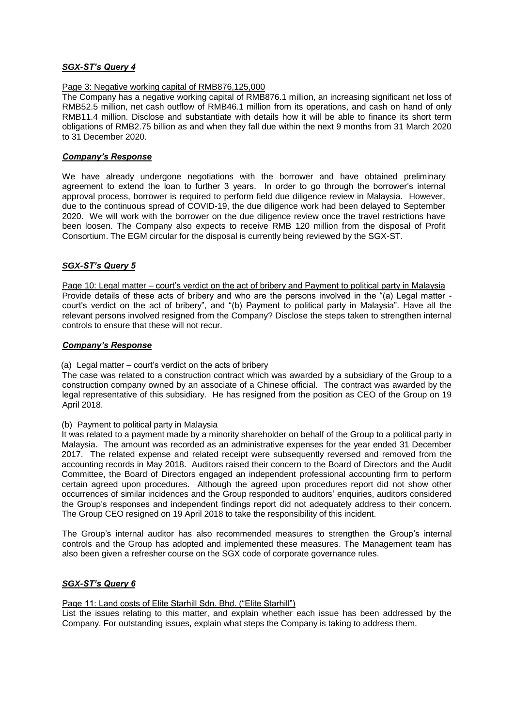## ***SGX-ST's Query 4***

Page 3: Negative working capital of RMB876,125,000

The Company has a negative working capital of RMB876.1 million, an increasing significant net loss of RMB52.5 million, net cash outflow of RMB46.1 million from its operations, and cash on hand of only RMB11.4 million. Disclose and substantiate with details how it will be able to finance its short term obligations of RMB2.75 billion as and when they fall due within the next 9 months from 31 March 2020 to 31 December 2020.

## ***Company's Response***

We have already undergone negotiations with the borrower and have obtained preliminary agreement to extend the loan to further 3 years. In order to go through the borrower's internal approval process, borrower is required to perform field due diligence review in Malaysia. However, due to the continuous spread of COVID-19, the due diligence work had been delayed to September 2020. We will work with the borrower on the due diligence review once the travel restrictions have been loosen. The Company also expects to receive RMB 120 million from the disposal of Profit Consortium. The EGM circular for the disposal is currently being reviewed by the SGX-ST.

## ***SGX-ST's Query 5***

Page 10: Legal matter – court's verdict on the act of bribery and Payment to political party in Malaysia

Provide details of these acts of bribery and who are the persons involved in the "(a) Legal matter - court's verdict on the act of bribery", and "(b) Payment to political party in Malaysia". Have all the relevant persons involved resigned from the Company? Disclose the steps taken to strengthen internal controls to ensure that these will not recur.

## ***Company's Response***

(a) Legal matter – court's verdict on the acts of bribery

The case was related to a construction contract which was awarded by a subsidiary of the Group to a construction company owned by an associate of a Chinese official. The contract was awarded by the legal representative of this subsidiary. He has resigned from the position as CEO of the Group on 19 April 2018.

(b) Payment to political party in Malaysia

It was related to a payment made by a minority shareholder on behalf of the Group to a political party in Malaysia. The amount was recorded as an administrative expenses for the year ended 31 December 2017. The related expense and related receipt were subsequently reversed and removed from the accounting records in May 2018. Auditors raised their concern to the Board of Directors and the Audit Committee, the Board of Directors engaged an independent professional accounting firm to perform certain agreed upon procedures. Although the agreed upon procedures report did not show other occurrences of similar incidences and the Group responded to auditors' enquiries, auditors considered the Group's responses and independent findings report did not adequately address to their concern. The Group CEO resigned on 19 April 2018 to take the responsibility of this incident.

The Group's internal auditor has also recommended measures to strengthen the Group's internal controls and the Group has adopted and implemented these measures. The Management team has also been given a refresher course on the SGX code of corporate governance rules.

## ***SGX-ST's Query 6***

Page 11: Land costs of Elite Starhill Sdn. Bhd. ("Elite Starhill")

List the issues relating to this matter, and explain whether each issue has been addressed by the Company. For outstanding issues, explain what steps the Company is taking to address them.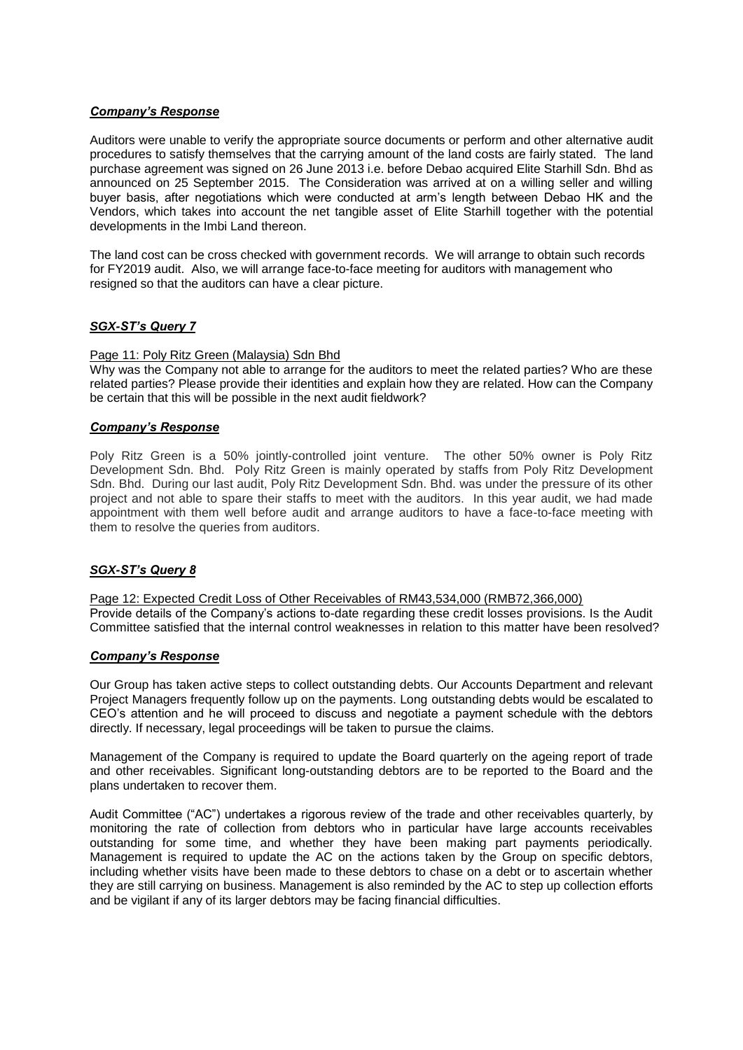***Company's Response***

Auditors were unable to verify the appropriate source documents or perform and other alternative audit procedures to satisfy themselves that the carrying amount of the land costs are fairly stated. The land purchase agreement was signed on 26 June 2013 i.e. before Debao acquired Elite Starhill Sdn. Bhd as announced on 25 September 2015. The Consideration was arrived at on a willing seller and willing buyer basis, after negotiations which were conducted at arm's length between Debao HK and the Vendors, which takes into account the net tangible asset of Elite Starhill together with the potential developments in the Imbi Land thereon.

The land cost can be cross checked with government records. We will arrange to obtain such records for FY2019 audit. Also, we will arrange face-to-face meeting for auditors with management who resigned so that the auditors can have a clear picture.

***SGX-ST's Query 7***

Page 11: Poly Ritz Green (Malaysia) Sdn Bhd

Why was the Company not able to arrange for the auditors to meet the related parties? Who are these related parties? Please provide their identities and explain how they are related. How can the Company be certain that this will be possible in the next audit fieldwork?

***Company's Response***

Poly Ritz Green is a 50% jointly-controlled joint venture. The other 50% owner is Poly Ritz Development Sdn. Bhd. Poly Ritz Green is mainly operated by staffs from Poly Ritz Development Sdn. Bhd. During our last audit, Poly Ritz Development Sdn. Bhd. was under the pressure of its other project and not able to spare their staffs to meet with the auditors. In this year audit, we had made appointment with them well before audit and arrange auditors to have a face-to-face meeting with them to resolve the queries from auditors.

***SGX-ST's Query 8***

Page 12: Expected Credit Loss of Other Receivables of RM43,534,000 (RMB72,366,000)

Provide details of the Company's actions to-date regarding these credit losses provisions. Is the Audit Committee satisfied that the internal control weaknesses in relation to this matter have been resolved?

***Company's Response***

Our Group has taken active steps to collect outstanding debts. Our Accounts Department and relevant Project Managers frequently follow up on the payments. Long outstanding debts would be escalated to CEO's attention and he will proceed to discuss and negotiate a payment schedule with the debtors directly. If necessary, legal proceedings will be taken to pursue the claims.

Management of the Company is required to update the Board quarterly on the ageing report of trade and other receivables. Significant long-outstanding debtors are to be reported to the Board and the plans undertaken to recover them.

Audit Committee ("AC") undertakes a rigorous review of the trade and other receivables quarterly, by monitoring the rate of collection from debtors who in particular have large accounts receivables outstanding for some time, and whether they have been making part payments periodically. Management is required to update the AC on the actions taken by the Group on specific debtors, including whether visits have been made to these debtors to chase on a debt or to ascertain whether they are still carrying on business. Management is also reminded by the AC to step up collection efforts and be vigilant if any of its larger debtors may be facing financial difficulties.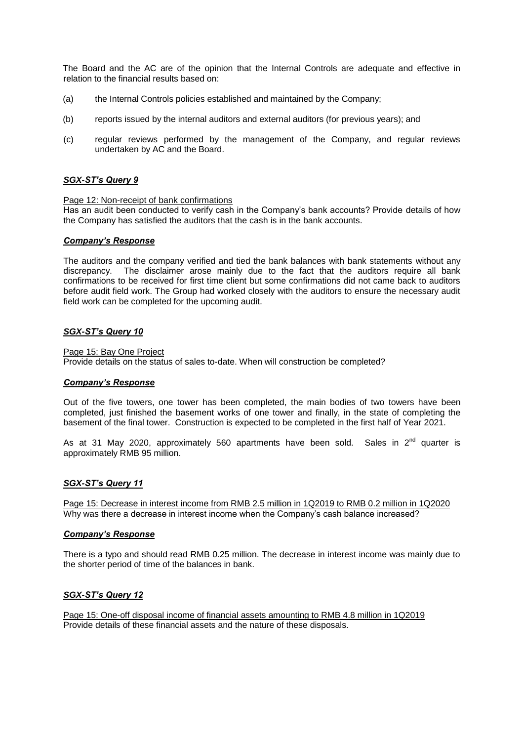The Board and the AC are of the opinion that the Internal Controls are adequate and effective in relation to the financial results based on:

(a) the Internal Controls policies established and maintained by the Company;

(b) reports issued by the internal auditors and external auditors (for previous years); and

(c) regular reviews performed by the management of the Company, and regular reviews undertaken by AC and the Board.

***SGX-ST's Query 9***

Page 12: Non-receipt of bank confirmations

Has an audit been conducted to verify cash in the Company's bank accounts? Provide details of how the Company has satisfied the auditors that the cash is in the bank accounts.

***Company's Response***

The auditors and the company verified and tied the bank balances with bank statements without any discrepancy. The disclaimer arose mainly due to the fact that the auditors require all bank confirmations to be received for first time client but some confirmations did not came back to auditors before audit field work. The Group had worked closely with the auditors to ensure the necessary audit field work can be completed for the upcoming audit.

***SGX-ST's Query 10***

Page 15: Bay One Project

Provide details on the status of sales to-date. When will construction be completed?

***Company's Response***

Out of the five towers, one tower has been completed, the main bodies of two towers have been completed, just finished the basement works of one tower and finally, in the state of completing the basement of the final tower. Construction is expected to be completed in the first half of Year 2021.

As at 31 May 2020, approximately 560 apartments have been sold. Sales in 2nd quarter is approximately RMB 95 million.

***SGX-ST's Query 11***

Page 15: Decrease in interest income from RMB 2.5 million in 1Q2019 to RMB 0.2 million in 1Q2020

Why was there a decrease in interest income when the Company's cash balance increased?

***Company's Response***

There is a typo and should read RMB 0.25 million. The decrease in interest income was mainly due to the shorter period of time of the balances in bank.

***SGX-ST's Query 12***

Page 15: One-off disposal income of financial assets amounting to RMB 4.8 million in 1Q2019

Provide details of these financial assets and the nature of these disposals.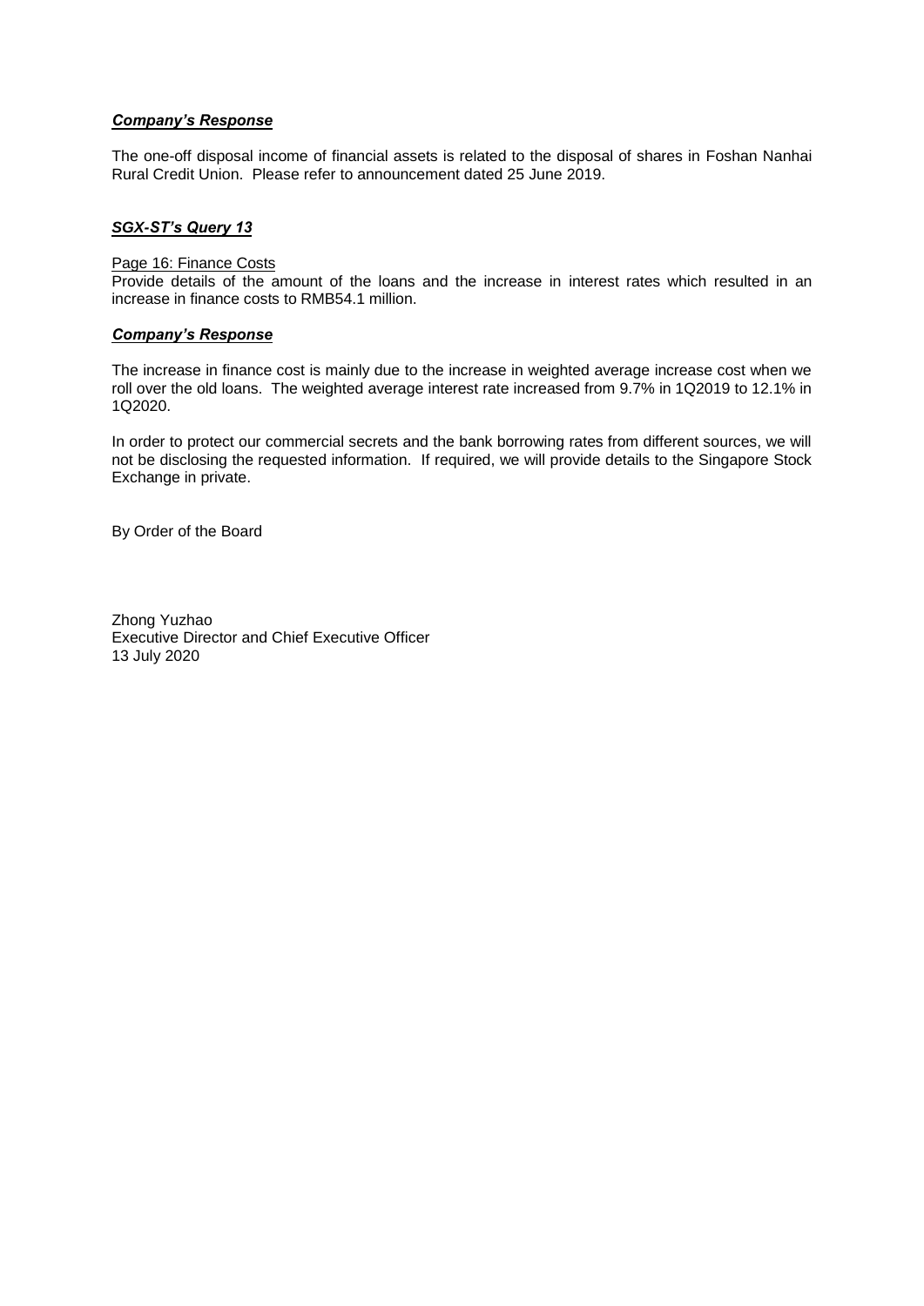***Company's Response***

The one-off disposal income of financial assets is related to the disposal of shares in Foshan Nanhai Rural Credit Union. Please refer to announcement dated 25 June 2019.

***SGX-ST's Query 13***

Page 16: Finance Costs

Provide details of the amount of the loans and the increase in interest rates which resulted in an increase in finance costs to RMB54.1 million.

***Company's Response***

The increase in finance cost is mainly due to the increase in weighted average increase cost when we roll over the old loans. The weighted average interest rate increased from 9.7% in 1Q2019 to 12.1% in 1Q2020.

In order to protect our commercial secrets and the bank borrowing rates from different sources, we will not be disclosing the requested information. If required, we will provide details to the Singapore Stock Exchange in private.

By Order of the Board

Zhong Yuzhao
Executive Director and Chief Executive Officer
13 July 2020